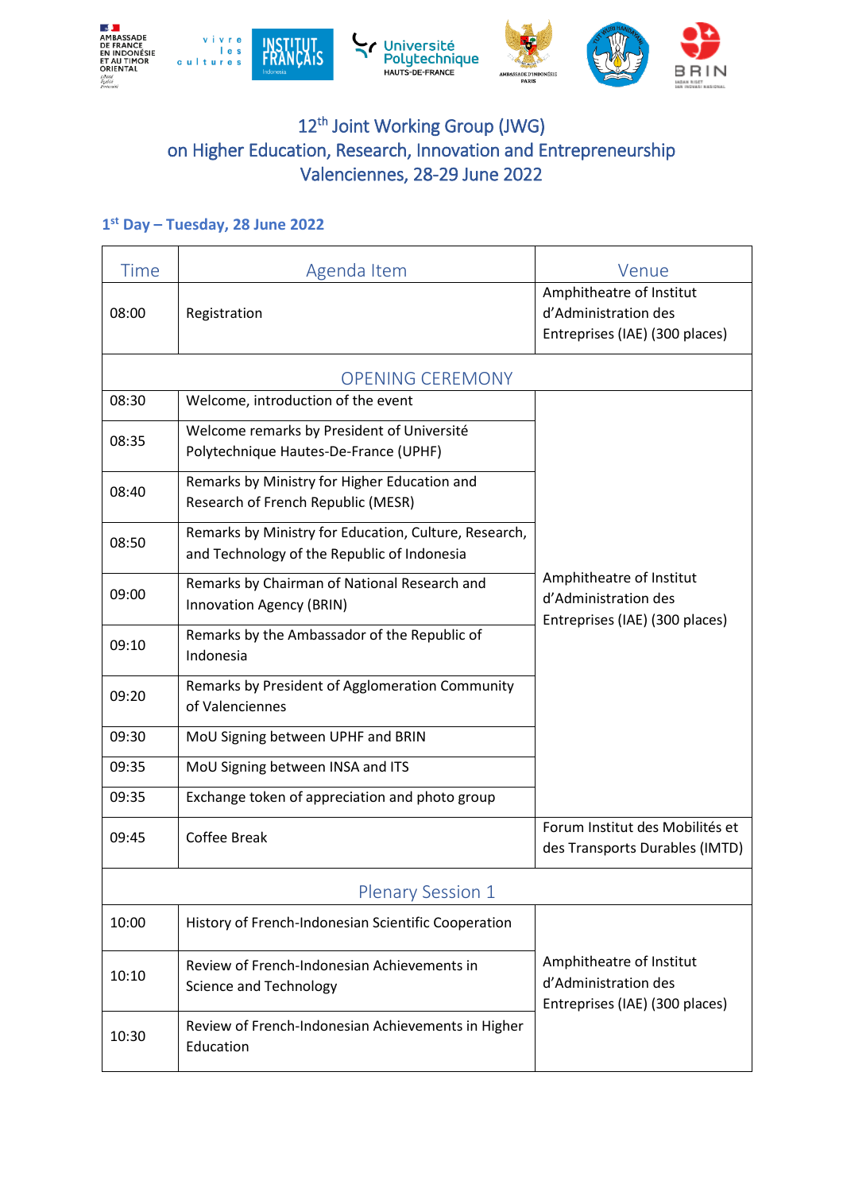# 12th Joint Working Group (JWG)
# on Higher Education, Research, Innovation and Entrepreneurship
# Valenciennes, 28-29 June 2022

## 1st Day – Tuesday, 28 June 2022

| Time | Agenda Item | Venue |
|---|---|---|
| 08:00 | Registration | Amphitheatre of Institut d'Administration des Entreprises (IAE) (300 places) |
| | OPENING CEREMONY | |
| 08:30 | Welcome, introduction of the event | Amphitheatre of Institut d'Administration des Entreprises (IAE) (300 places) |
| 08:35 | Welcome remarks by President of Université Polytechnique Hautes-De-France (UPHF) | |
| 08:40 | Remarks by Ministry for Higher Education and Research of French Republic (MESR) | |
| 08:50 | Remarks by Ministry for Education, Culture, Research, and Technology of the Republic of Indonesia | |
| 09:00 | Remarks by Chairman of National Research and Innovation Agency (BRIN) | |
| 09:10 | Remarks by the Ambassador of the Republic of Indonesia | |
| 09:20 | Remarks by President of Agglomeration Community of Valenciennes | |
| 09:30 | MoU Signing between UPHF and BRIN | |
| 09:35 | MoU Signing between INSA and ITS | |
| 09:35 | Exchange token of appreciation and photo group | |
| 09:45 | Coffee Break | Forum Institut des Mobilités et des Transports Durables (IMTD) |
| | Plenary Session 1 | |
| 10:00 | History of French-Indonesian Scientific Cooperation | Amphitheatre of Institut d'Administration des Entreprises (IAE) (300 places) |
| 10:10 | Review of French-Indonesian Achievements in Science and Technology | |
| 10:30 | Review of French-Indonesian Achievements in Higher Education | |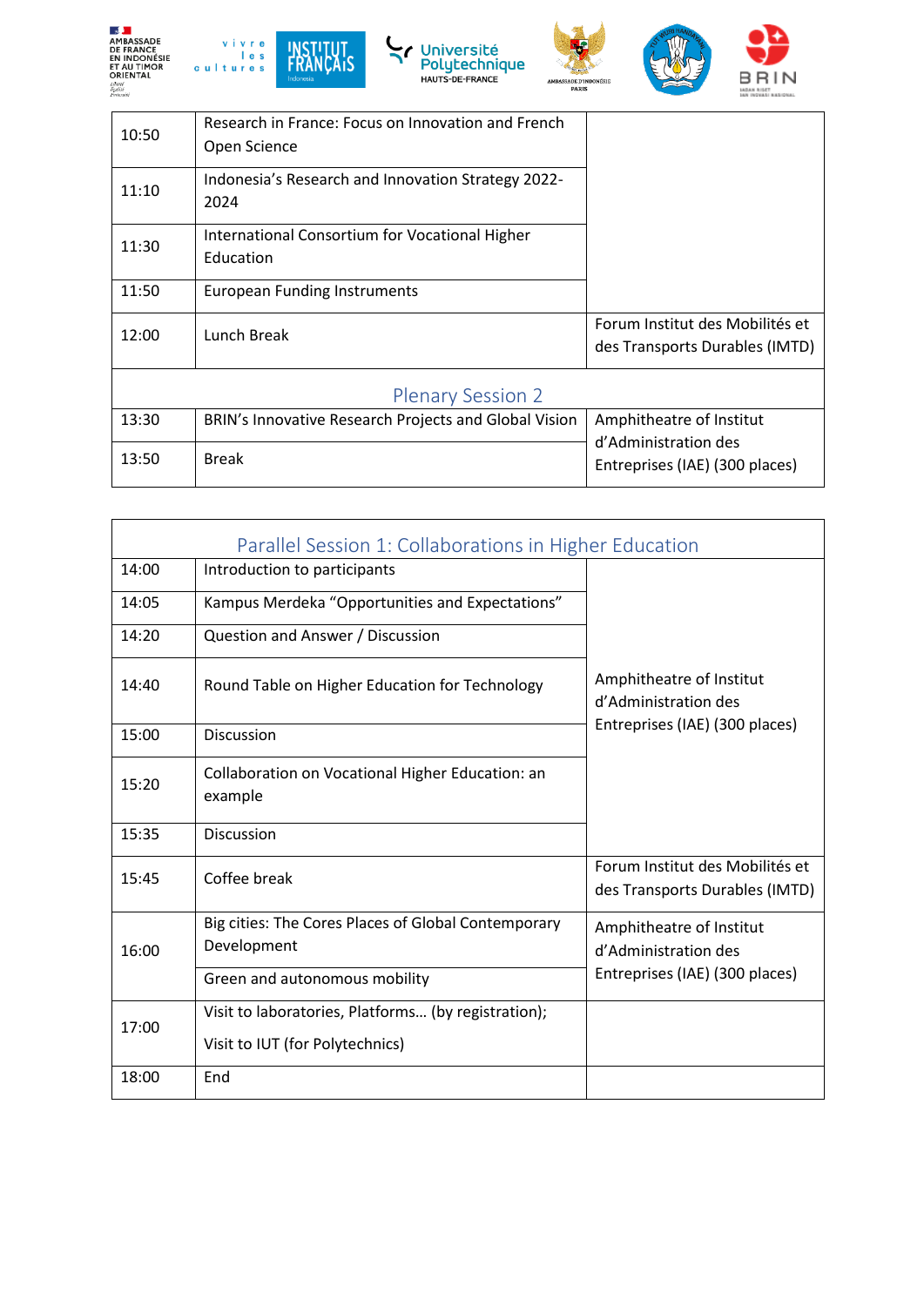| | | |
|---|---|---|
| 10:50 | Research in France: Focus on Innovation and French Open Science | |
| 11:10 | Indonesia's Research and Innovation Strategy 2022-2024 | |
| 11:30 | International Consortium for Vocational Higher Education | |
| 11:50 | European Funding Instruments | |
| 12:00 | Lunch Break | Forum Institut des Mobilités et des Transports Durables (IMTD) |
| **Plenary Session 2** | | |
| 13:30 | BRIN's Innovative Research Projects and Global Vision | Amphitheatre of Institut d'Administration des Entreprises (IAE) (300 places) |
| 13:50 | Break | |

| Parallel Session 1: Collaborations in Higher Education | | |
|---|---|---|
| 14:00 | Introduction to participants | Amphitheatre of Institut d'Administration des Entreprises (IAE) (300 places) |
| 14:05 | Kampus Merdeka "Opportunities and Expectations" | |
| 14:20 | Question and Answer / Discussion | |
| 14:40 | Round Table on Higher Education for Technology | |
| 15:00 | Discussion | |
| 15:20 | Collaboration on Vocational Higher Education: an example | |
| 15:35 | Discussion | |
| 15:45 | Coffee break | Forum Institut des Mobilités et des Transports Durables (IMTD) |
| 16:00 | Big cities: The Cores Places of Global Contemporary Development | Amphitheatre of Institut d'Administration des Entreprises (IAE) (300 places) |
| | Green and autonomous mobility | |
| 17:00 | Visit to laboratories, Platforms… (by registration); Visit to IUT (for Polytechnics) | |
| 18:00 | End | |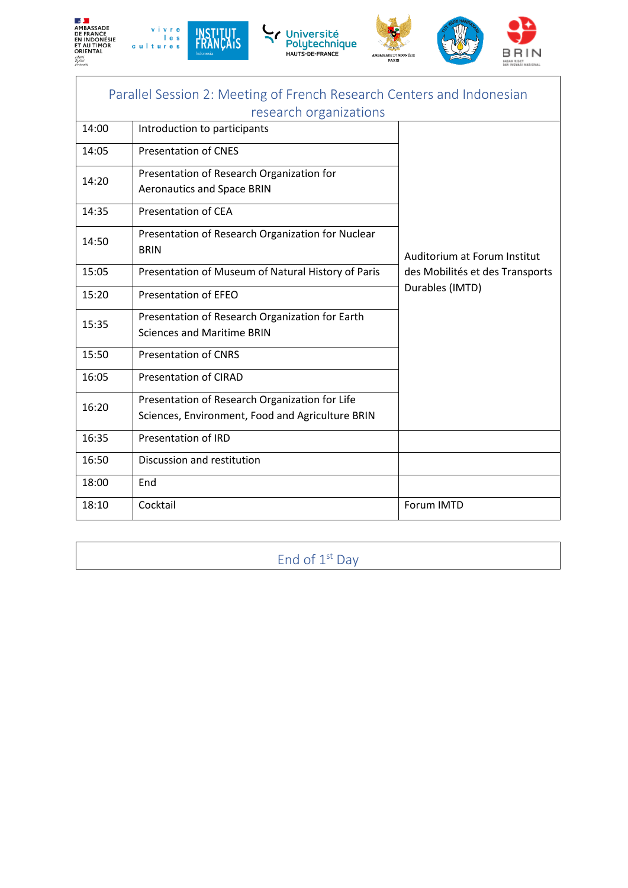## Parallel Session 2: Meeting of French Research Centers and Indonesian research organizations

| | | |
|---|---|---|
| 14:00 | Introduction to participants | Auditorium at Forum Institut des Mobilités et des Transports Durables (IMTD) |
| 14:05 | Presentation of CNES | |
| 14:20 | Presentation of Research Organization for Aeronautics and Space BRIN | |
| 14:35 | Presentation of CEA | |
| 14:50 | Presentation of Research Organization for Nuclear BRIN | |
| 15:05 | Presentation of Museum of Natural History of Paris | |
| 15:20 | Presentation of EFEO | |
| 15:35 | Presentation of Research Organization for Earth Sciences and Maritime BRIN | |
| 15:50 | Presentation of CNRS | |
| 16:05 | Presentation of CIRAD | |
| 16:20 | Presentation of Research Organization for Life Sciences, Environment, Food and Agriculture BRIN | |
| 16:35 | Presentation of IRD | |
| 16:50 | Discussion and restitution | |
| 18:00 | End | |
| 18:10 | Cocktail | Forum IMTD |

## End of 1st Day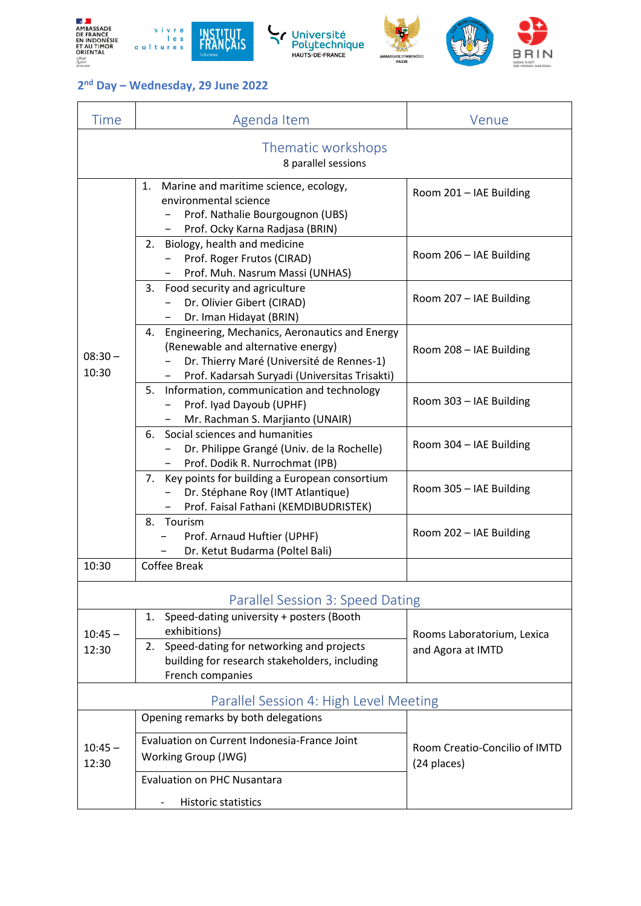## 2nd Day – Wednesday, 29 June 2022

| Time | Agenda Item | Venue |
|---|---|---|
| **Thematic workshops** 8 parallel sessions | | |
| 08:30 – 10:30 | 1. Marine and maritime science, ecology, environmental science – Prof. Nathalie Bourgougnon (UBS) – Prof. Ocky Karna Radjasa (BRIN) | Room 201 – IAE Building |
| | 2. Biology, health and medicine – Prof. Roger Frutos (CIRAD) – Prof. Muh. Nasrum Massi (UNHAS) | Room 206 – IAE Building |
| | 3. Food security and agriculture – Dr. Olivier Gibert (CIRAD) – Dr. Iman Hidayat (BRIN) | Room 207 – IAE Building |
| | 4. Engineering, Mechanics, Aeronautics and Energy (Renewable and alternative energy) – Dr. Thierry Maré (Université de Rennes-1) – Prof. Kadarsah Suryadi (Universitas Trisakti) | Room 208 – IAE Building |
| | 5. Information, communication and technology – Prof. Iyad Dayoub (UPHF) – Mr. Rachman S. Marjianto (UNAIR) | Room 303 – IAE Building |
| | 6. Social sciences and humanities – Dr. Philippe Grangé (Univ. de la Rochelle) – Prof. Dodik R. Nurrochmat (IPB) | Room 304 – IAE Building |
| | 7. Key points for building a European consortium – Dr. Stéphane Roy (IMT Atlantique) – Prof. Faisal Fathani (KEMDIBUDRISTEK) | Room 305 – IAE Building |
| | 8. Tourism – Prof. Arnaud Huftier (UPHF) – Dr. Ketut Budarma (Poltel Bali) | Room 202 – IAE Building |
| 10:30 | Coffee Break | |
| **Parallel Session 3: Speed Dating** | | |
| 10:45 – 12:30 | 1. Speed-dating university + posters (Booth exhibitions) | Rooms Laboratorium, Lexica and Agora at IMTD |
| | 2. Speed-dating for networking and projects building for research stakeholders, including French companies | |
| **Parallel Session 4: High Level Meeting** | | |
| 10:45 – 12:30 | Opening remarks by both delegations | Room Creatio-Concilio of IMTD (24 places) |
| | Evaluation on Current Indonesia-France Joint Working Group (JWG) | |
| | Evaluation on PHC Nusantara - Historic statistics | |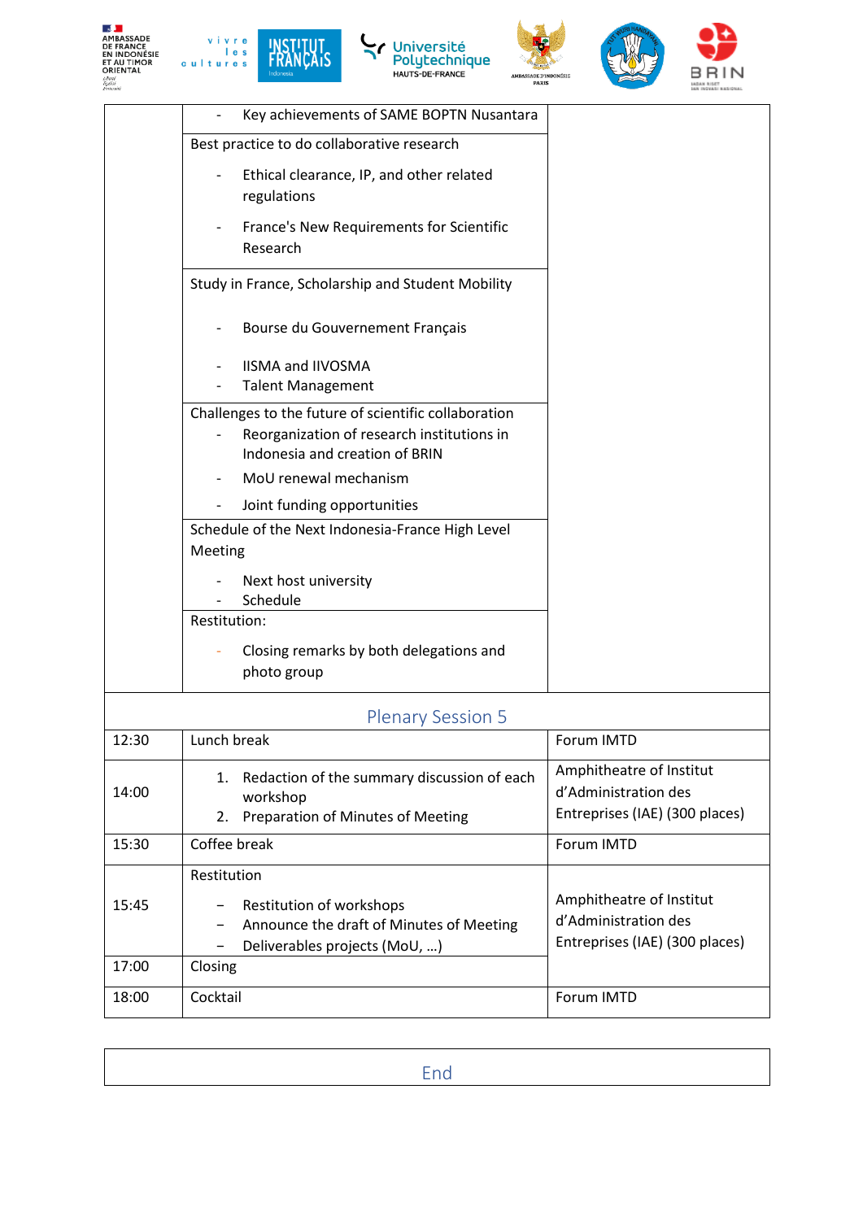| | | |
|---|---|---|
| | - Key achievements of SAME BOPTN Nusantara | |
| | Best practice to do collaborative research<br>- Ethical clearance, IP, and other related regulations<br>- France's New Requirements for Scientific Research | |
| | Study in France, Scholarship and Student Mobility<br>- Bourse du Gouvernement Français<br>- IISMA and IIVOSMA<br>- Talent Management | |
| | Challenges to the future of scientific collaboration<br>- Reorganization of research institutions in Indonesia and creation of BRIN<br>- MoU renewal mechanism<br>- Joint funding opportunities | |
| | Schedule of the Next Indonesia-France High Level Meeting<br>- Next host university<br>- Schedule | |
| | Restitution:<br>- Closing remarks by both delegations and photo group | |
| **Plenary Session 5** | | |
| 12:30 | Lunch break | Forum IMTD |
| 14:00 | 1. Redaction of the summary discussion of each workshop<br>2. Preparation of Minutes of Meeting | Amphitheatre of Institut d'Administration des Entreprises (IAE) (300 places) |
| 15:30 | Coffee break | Forum IMTD |
| 15:45 | Restitution<br>- Restitution of workshops<br>- Announce the draft of Minutes of Meeting<br>- Deliverables projects (MoU, …) | Amphitheatre of Institut d'Administration des Entreprises (IAE) (300 places) |
| 17:00 | Closing | |
| 18:00 | Cocktail | Forum IMTD |

End